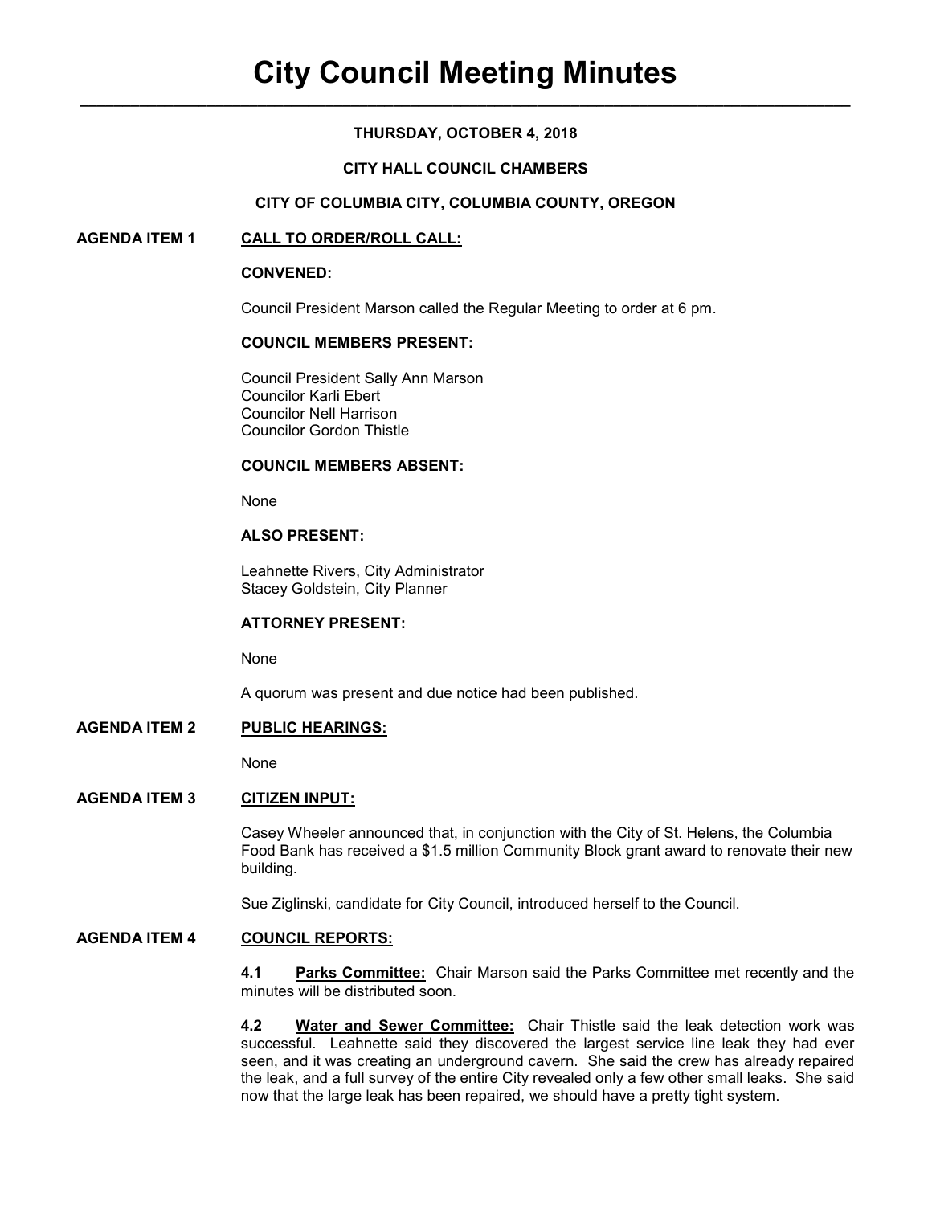# City Council Meeting Minutes

**THURSDAY, OCTOBER 4, 2018**

**CITY HALL COUNCIL CHAMBERS**

**CITY OF COLUMBIA CITY, COLUMBIA COUNTY, OREGON**

## AGENDA ITEM 1 CALL TO ORDER/ROLL CALL:

**CONVENED:**

Council President Marson called the Regular Meeting to order at 6 pm.

**COUNCIL MEMBERS PRESENT:**

Council President Sally Ann Marson
Councilor Karli Ebert
Councilor Nell Harrison
Councilor Gordon Thistle

**COUNCIL MEMBERS ABSENT:**

None

**ALSO PRESENT:**

Leahnette Rivers, City Administrator
Stacey Goldstein, City Planner

**ATTORNEY PRESENT:**

None

A quorum was present and due notice had been published.

## AGENDA ITEM 2 PUBLIC HEARINGS:

None

## AGENDA ITEM 3 CITIZEN INPUT:

Casey Wheeler announced that, in conjunction with the City of St. Helens, the Columbia Food Bank has received a $1.5 million Community Block grant award to renovate their new building.

Sue Ziglinski, candidate for City Council, introduced herself to the Council.

## AGENDA ITEM 4 COUNCIL REPORTS:

**4.1 Parks Committee:** Chair Marson said the Parks Committee met recently and the minutes will be distributed soon.

**4.2 Water and Sewer Committee:** Chair Thistle said the leak detection work was successful. Leahnette said they discovered the largest service line leak they had ever seen, and it was creating an underground cavern. She said the crew has already repaired the leak, and a full survey of the entire City revealed only a few other small leaks. She said now that the large leak has been repaired, we should have a pretty tight system.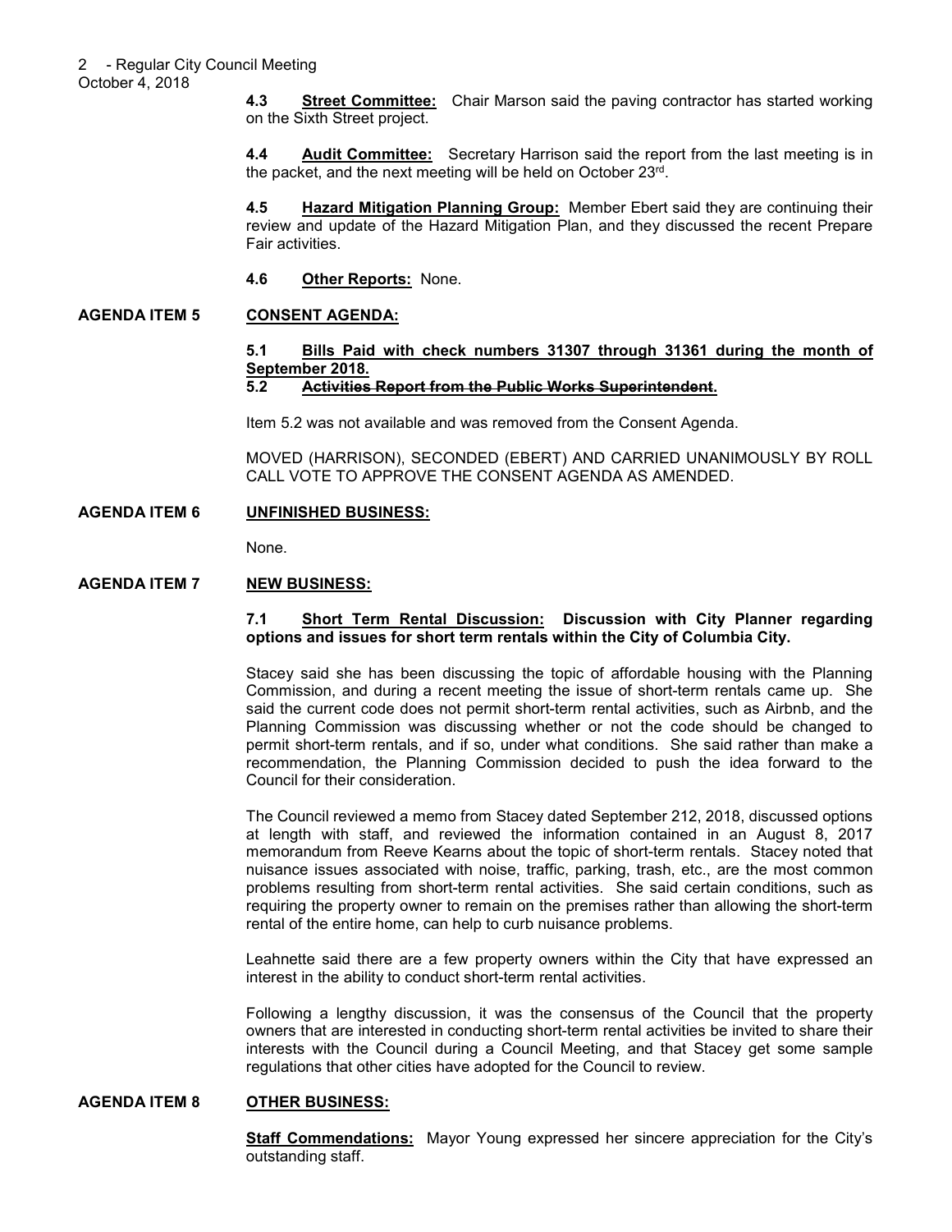**4.3 Street Committee:** Chair Marson said the paving contractor has started working on the Sixth Street project.

**4.4 Audit Committee:** Secretary Harrison said the report from the last meeting is in the packet, and the next meeting will be held on October 23rd.

**4.5 Hazard Mitigation Planning Group:** Member Ebert said they are continuing their review and update of the Hazard Mitigation Plan, and they discussed the recent Prepare Fair activities.

**4.6 Other Reports:** None.

## AGENDA ITEM 5 CONSENT AGENDA:

**5.1 Bills Paid with check numbers 31307 through 31361 during the month of September 2018.**

**5.2 ~~Activities Report from the Public Works Superintendent~~.**

Item 5.2 was not available and was removed from the Consent Agenda.

MOVED (HARRISON), SECONDED (EBERT) AND CARRIED UNANIMOUSLY BY ROLL CALL VOTE TO APPROVE THE CONSENT AGENDA AS AMENDED.

## AGENDA ITEM 6 UNFINISHED BUSINESS:

None.

## AGENDA ITEM 7 NEW BUSINESS:

**7.1 Short Term Rental Discussion: Discussion with City Planner regarding options and issues for short term rentals within the City of Columbia City.**

Stacey said she has been discussing the topic of affordable housing with the Planning Commission, and during a recent meeting the issue of short-term rentals came up. She said the current code does not permit short-term rental activities, such as Airbnb, and the Planning Commission was discussing whether or not the code should be changed to permit short-term rentals, and if so, under what conditions. She said rather than make a recommendation, the Planning Commission decided to push the idea forward to the Council for their consideration.

The Council reviewed a memo from Stacey dated September 212, 2018, discussed options at length with staff, and reviewed the information contained in an August 8, 2017 memorandum from Reeve Kearns about the topic of short-term rentals. Stacey noted that nuisance issues associated with noise, traffic, parking, trash, etc., are the most common problems resulting from short-term rental activities. She said certain conditions, such as requiring the property owner to remain on the premises rather than allowing the short-term rental of the entire home, can help to curb nuisance problems.

Leahnette said there are a few property owners within the City that have expressed an interest in the ability to conduct short-term rental activities.

Following a lengthy discussion, it was the consensus of the Council that the property owners that are interested in conducting short-term rental activities be invited to share their interests with the Council during a Council Meeting, and that Stacey get some sample regulations that other cities have adopted for the Council to review.

## AGENDA ITEM 8 OTHER BUSINESS:

**Staff Commendations:** Mayor Young expressed her sincere appreciation for the City's outstanding staff.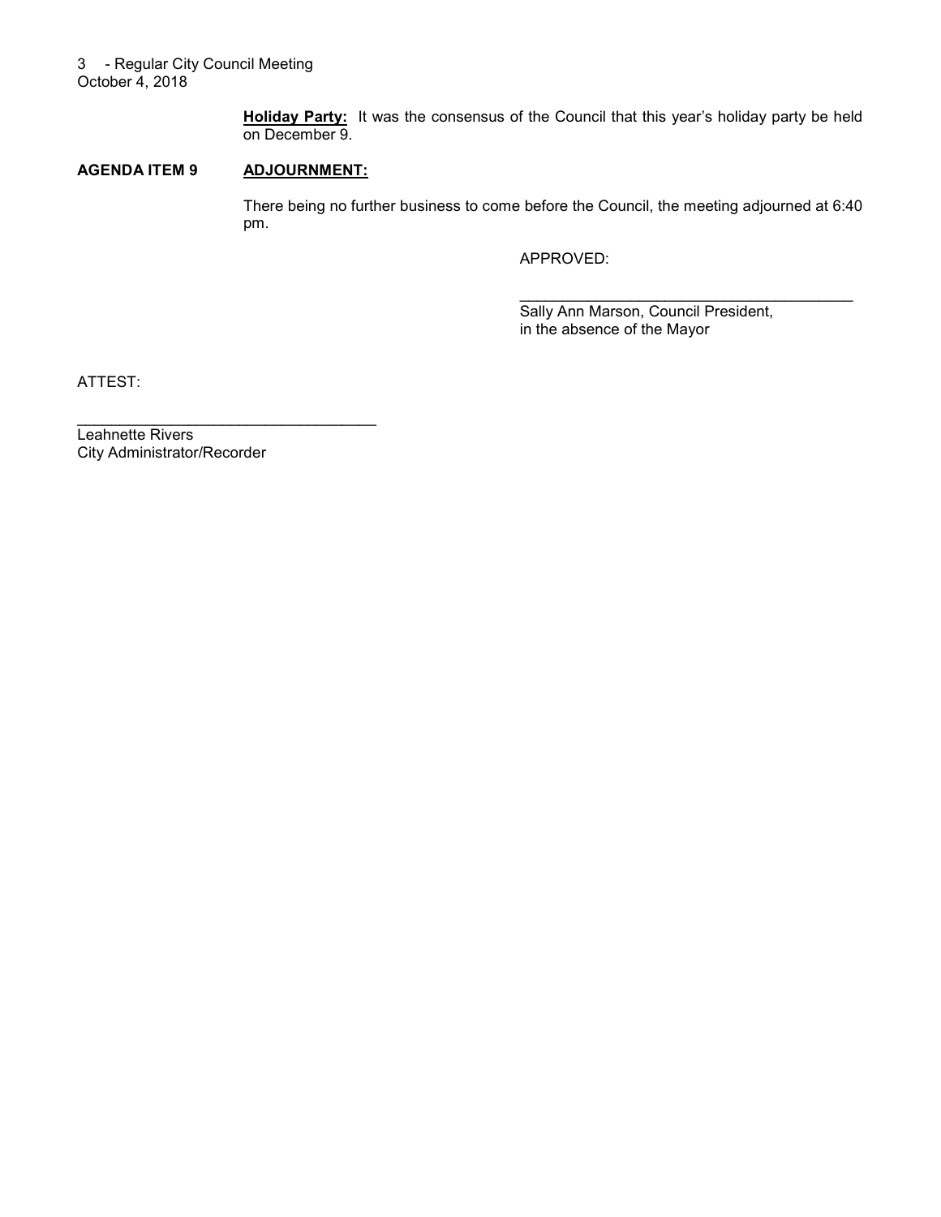**Holiday Party:** It was the consensus of the Council that this year's holiday party be held on December 9.

**AGENDA ITEM 9** **ADJOURNMENT:**

There being no further business to come before the Council, the meeting adjourned at 6:40 pm.

APPROVED:

\_\_\_\_\_\_\_\_\_\_\_\_\_\_\_\_\_\_\_\_\_\_\_\_\_\_\_\_\_\_\_\_\_\_\_\_\_\_\_\_

Sally Ann Marson, Council President,
in the absence of the Mayor

ATTEST:

\_\_\_\_\_\_\_\_\_\_\_\_\_\_\_\_\_\_\_\_\_\_\_\_\_\_\_\_\_\_\_\_\_\_\_\_

Leahnette Rivers
City Administrator/Recorder